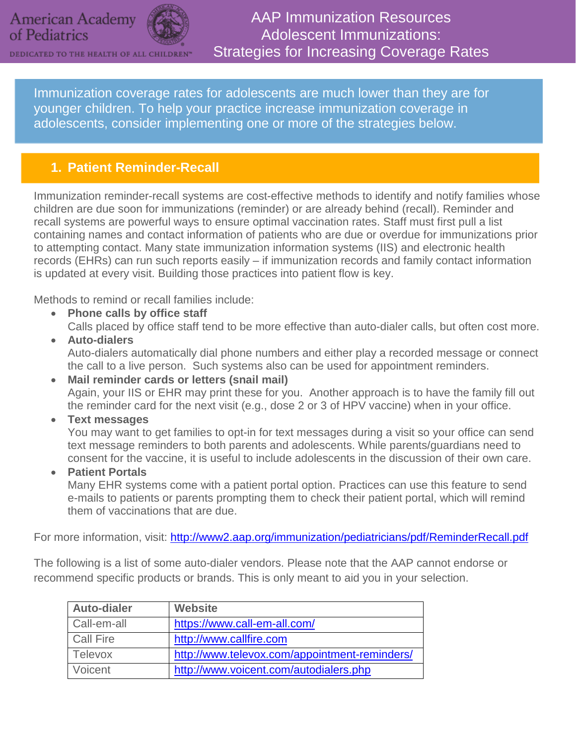American Academy of Pediatrics

DEDICATED TO THE HEALTH OF ALL CHILDREN™

# AAP Immunization Resources Adolescent Immunizations: Strategies for Increasing Coverage Rates

Immunization coverage rates for adolescents are much lower than they are for younger children. To help your practice increase immunization coverage in adolescents, consider implementing one or more of the strategies below.

## 1. Patient Reminder-Recall

Immunization reminder-recall systems are cost-effective methods to identify and notify families whose children are due soon for immunizations (reminder) or are already behind (recall). Reminder and recall systems are powerful ways to ensure optimal vaccination rates. Staff must first pull a list containing names and contact information of patients who are due or overdue for immunizations prior to attempting contact. Many state immunization information systems (IIS) and electronic health records (EHRs) can run such reports easily – if immunization records and family contact information is updated at every visit. Building those practices into patient flow is key.

Methods to remind or recall families include:

- **Phone calls by office staff**
  Calls placed by office staff tend to be more effective than auto-dialer calls, but often cost more.
- **Auto-dialers**
  Auto-dialers automatically dial phone numbers and either play a recorded message or connect the call to a live person. Such systems also can be used for appointment reminders.
- **Mail reminder cards or letters (snail mail)**
  Again, your IIS or EHR may print these for you. Another approach is to have the family fill out the reminder card for the next visit (e.g., dose 2 or 3 of HPV vaccine) when in your office.
- **Text messages**
  You may want to get families to opt-in for text messages during a visit so your office can send text message reminders to both parents and adolescents. While parents/guardians need to consent for the vaccine, it is useful to include adolescents in the discussion of their own care.
- **Patient Portals**
  Many EHR systems come with a patient portal option. Practices can use this feature to send e-mails to patients or parents prompting them to check their patient portal, which will remind them of vaccinations that are due.

For more information, visit: http://www2.aap.org/immunization/pediatricians/pdf/ReminderRecall.pdf

The following is a list of some auto-dialer vendors. Please note that the AAP cannot endorse or recommend specific products or brands. This is only meant to aid you in your selection.

| Auto-dialer | Website |
|---|---|
| Call-em-all | https://www.call-em-all.com/ |
| Call Fire | http://www.callfire.com |
| Televox | http://www.televox.com/appointment-reminders/ |
| Voicent | http://www.voicent.com/autodialers.php |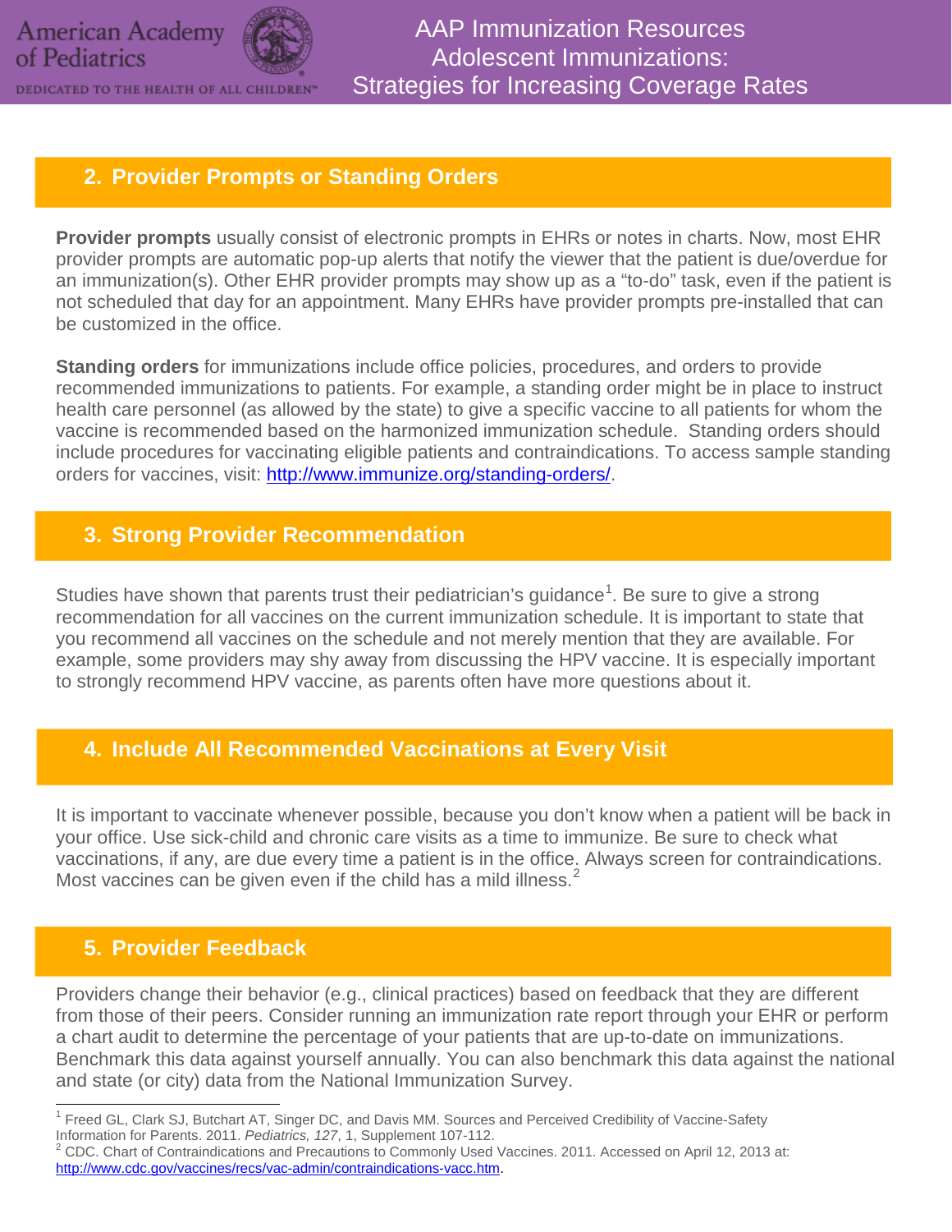## 2. Provider Prompts or Standing Orders

**Provider prompts** usually consist of electronic prompts in EHRs or notes in charts. Now, most EHR provider prompts are automatic pop-up alerts that notify the viewer that the patient is due/overdue for an immunization(s). Other EHR provider prompts may show up as a "to-do" task, even if the patient is not scheduled that day for an appointment. Many EHRs have provider prompts pre-installed that can be customized in the office.

**Standing orders** for immunizations include office policies, procedures, and orders to provide recommended immunizations to patients. For example, a standing order might be in place to instruct health care personnel (as allowed by the state) to give a specific vaccine to all patients for whom the vaccine is recommended based on the harmonized immunization schedule. Standing orders should include procedures for vaccinating eligible patients and contraindications. To access sample standing orders for vaccines, visit: [http://www.immunize.org/standing-orders/](http://www.immunize.org/standing-orders/).

## 3. Strong Provider Recommendation

Studies have shown that parents trust their pediatrician's guidance[1]. Be sure to give a strong recommendation for all vaccines on the current immunization schedule. It is important to state that you recommend all vaccines on the schedule and not merely mention that they are available. For example, some providers may shy away from discussing the HPV vaccine. It is especially important to strongly recommend HPV vaccine, as parents often have more questions about it.

## 4. Include All Recommended Vaccinations at Every Visit

It is important to vaccinate whenever possible, because you don't know when a patient will be back in your office. Use sick-child and chronic care visits as a time to immunize. Be sure to check what vaccinations, if any, are due every time a patient is in the office. Always screen for contraindications. Most vaccines can be given even if the child has a mild illness.[2]

## 5. Provider Feedback

Providers change their behavior (e.g., clinical practices) based on feedback that they are different from those of their peers. Consider running an immunization rate report through your EHR or perform a chart audit to determine the percentage of your patients that are up-to-date on immunizations. Benchmark this data against yourself annually. You can also benchmark this data against the national and state (or city) data from the National Immunization Survey.

---

[1] Freed GL, Clark SJ, Butchart AT, Singer DC, and Davis MM. Sources and Perceived Credibility of Vaccine-Safety Information for Parents. 2011. *Pediatrics, 127*, 1, Supplement 107-112.

[2] CDC. Chart of Contraindications and Precautions to Commonly Used Vaccines. 2011. Accessed on April 12, 2013 at: [http://www.cdc.gov/vaccines/recs/vac-admin/contraindications-vacc.htm](http://www.cdc.gov/vaccines/recs/vac-admin/contraindications-vacc.htm).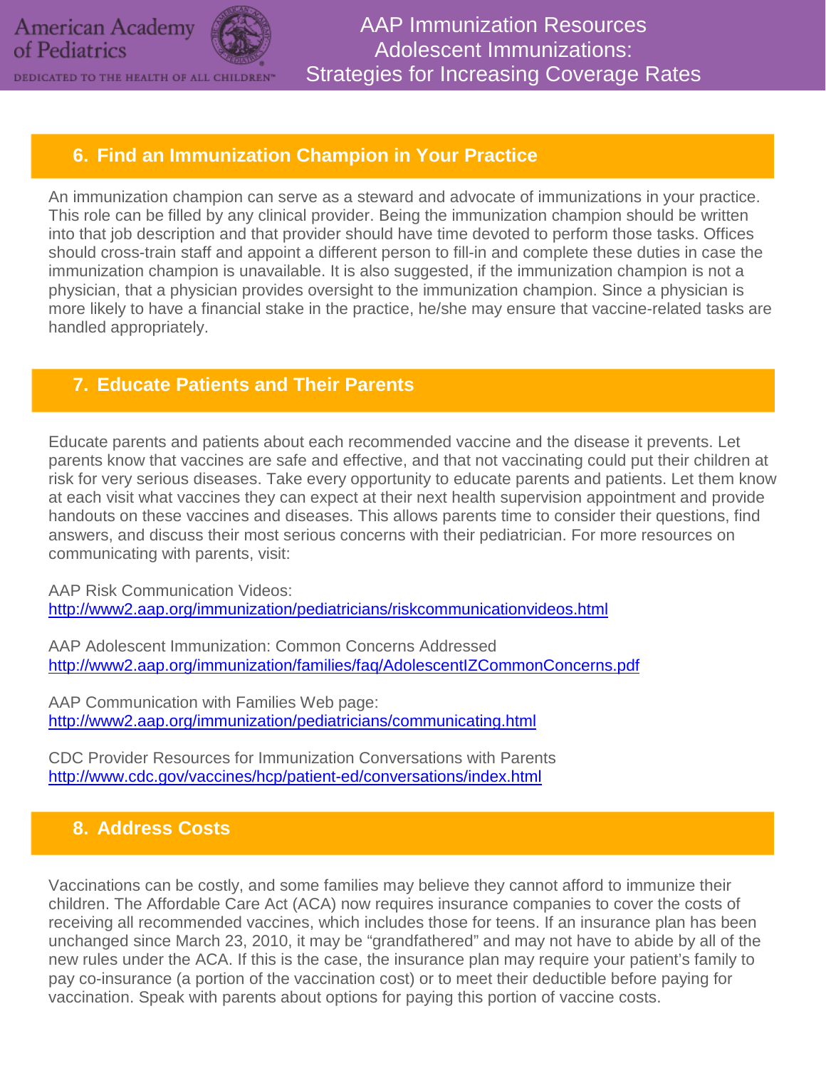## 6. Find an Immunization Champion in Your Practice

An immunization champion can serve as a steward and advocate of immunizations in your practice. This role can be filled by any clinical provider. Being the immunization champion should be written into that job description and that provider should have time devoted to perform those tasks. Offices should cross-train staff and appoint a different person to fill-in and complete these duties in case the immunization champion is unavailable. It is also suggested, if the immunization champion is not a physician, that a physician provides oversight to the immunization champion. Since a physician is more likely to have a financial stake in the practice, he/she may ensure that vaccine-related tasks are handled appropriately.

## 7. Educate Patients and Their Parents

Educate parents and patients about each recommended vaccine and the disease it prevents. Let parents know that vaccines are safe and effective, and that not vaccinating could put their children at risk for very serious diseases. Take every opportunity to educate parents and patients. Let them know at each visit what vaccines they can expect at their next health supervision appointment and provide handouts on these vaccines and diseases. This allows parents time to consider their questions, find answers, and discuss their most serious concerns with their pediatrician. For more resources on communicating with parents, visit:

AAP Risk Communication Videos:
http://www2.aap.org/immunization/pediatricians/riskcommunicationvideos.html

AAP Adolescent Immunization: Common Concerns Addressed
http://www2.aap.org/immunization/families/faq/AdolescentIZCommonConcerns.pdf

AAP Communication with Families Web page:
http://www2.aap.org/immunization/pediatricians/communicating.html

CDC Provider Resources for Immunization Conversations with Parents
http://www.cdc.gov/vaccines/hcp/patient-ed/conversations/index.html

## 8. Address Costs

Vaccinations can be costly, and some families may believe they cannot afford to immunize their children. The Affordable Care Act (ACA) now requires insurance companies to cover the costs of receiving all recommended vaccines, which includes those for teens. If an insurance plan has been unchanged since March 23, 2010, it may be "grandfathered" and may not have to abide by all of the new rules under the ACA. If this is the case, the insurance plan may require your patient's family to pay co-insurance (a portion of the vaccination cost) or to meet their deductible before paying for vaccination. Speak with parents about options for paying this portion of vaccine costs.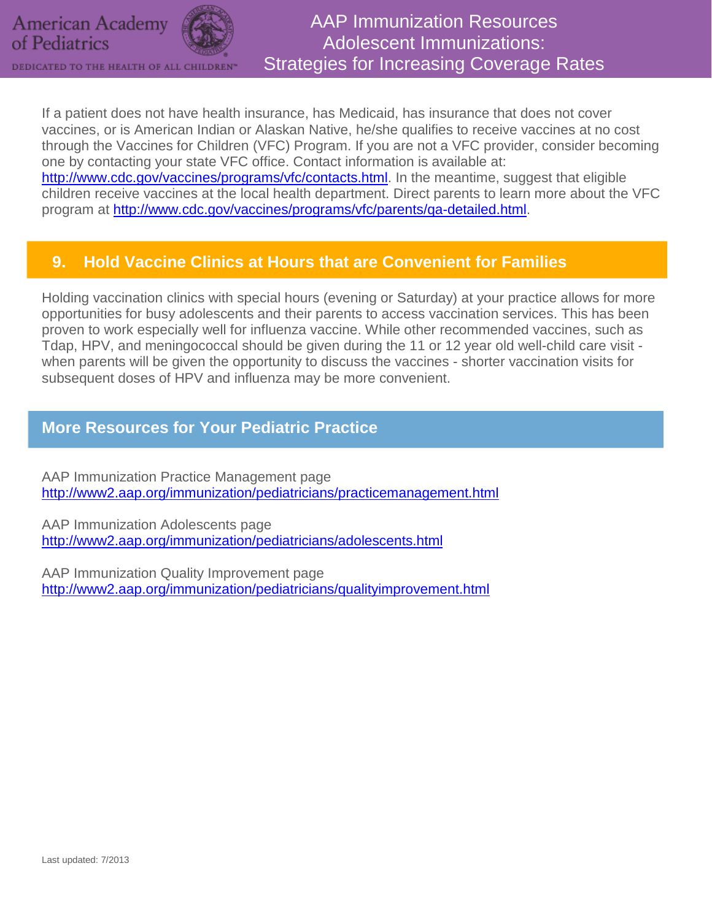If a patient does not have health insurance, has Medicaid, has insurance that does not cover vaccines, or is American Indian or Alaskan Native, he/she qualifies to receive vaccines at no cost through the Vaccines for Children (VFC) Program. If you are not a VFC provider, consider becoming one by contacting your state VFC office. Contact information is available at: http://www.cdc.gov/vaccines/programs/vfc/contacts.html. In the meantime, suggest that eligible children receive vaccines at the local health department. Direct parents to learn more about the VFC program at http://www.cdc.gov/vaccines/programs/vfc/parents/qa-detailed.html.

## 9. Hold Vaccine Clinics at Hours that are Convenient for Families

Holding vaccination clinics with special hours (evening or Saturday) at your practice allows for more opportunities for busy adolescents and their parents to access vaccination services. This has been proven to work especially well for influenza vaccine. While other recommended vaccines, such as Tdap, HPV, and meningococcal should be given during the 11 or 12 year old well-child care visit - when parents will be given the opportunity to discuss the vaccines - shorter vaccination visits for subsequent doses of HPV and influenza may be more convenient.

## More Resources for Your Pediatric Practice

AAP Immunization Practice Management page
http://www2.aap.org/immunization/pediatricians/practicemanagement.html

AAP Immunization Adolescents page
http://www2.aap.org/immunization/pediatricians/adolescents.html

AAP Immunization Quality Improvement page
http://www2.aap.org/immunization/pediatricians/qualityimprovement.html

Last updated: 7/2013